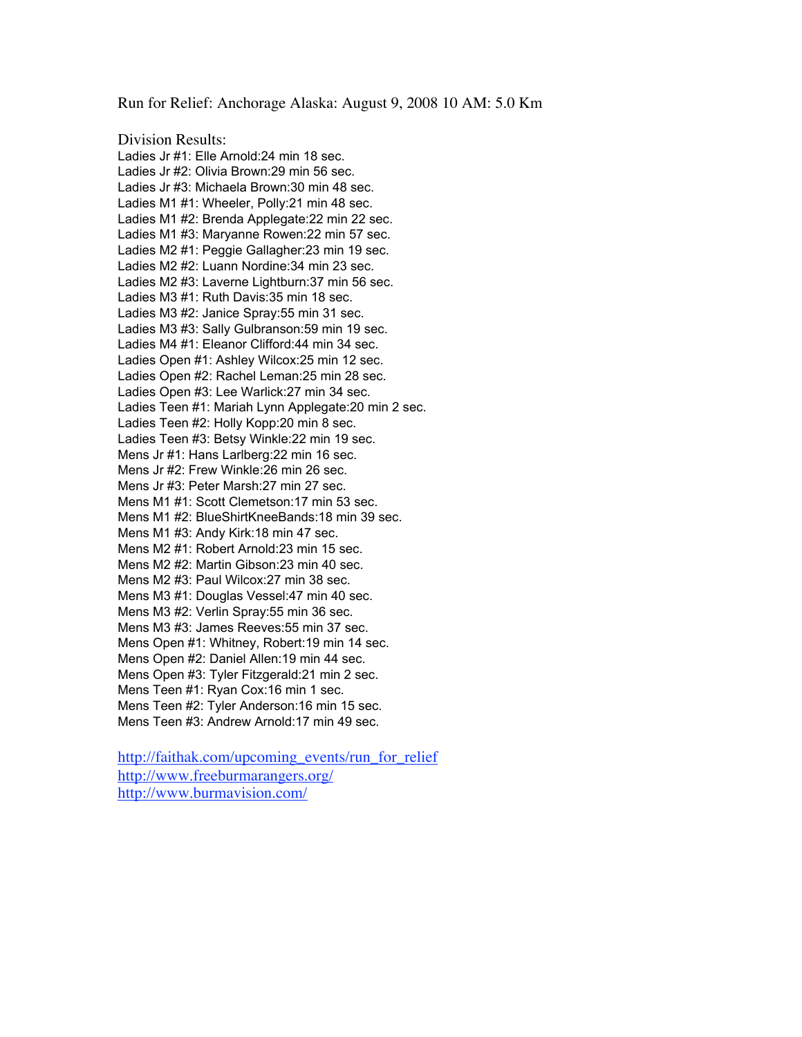Run for Relief: Anchorage Alaska: August 9, 2008 10 AM: 5.0 Km

Division Results:

Ladies Jr #1: Elle Arnold:24 min 18 sec.  
Ladies Jr #2: Olivia Brown:29 min 56 sec.  
Ladies Jr #3: Michaela Brown:30 min 48 sec.  
Ladies M1 #1: Wheeler, Polly:21 min 48 sec.  
Ladies M1 #2: Brenda Applegate:22 min 22 sec.  
Ladies M1 #3: Maryanne Rowen:22 min 57 sec.  
Ladies M2 #1: Peggie Gallagher:23 min 19 sec.  
Ladies M2 #2: Luann Nordine:34 min 23 sec.  
Ladies M2 #3: Laverne Lightburn:37 min 56 sec.  
Ladies M3 #1: Ruth Davis:35 min 18 sec.  
Ladies M3 #2: Janice Spray:55 min 31 sec.  
Ladies M3 #3: Sally Gulbranson:59 min 19 sec.  
Ladies M4 #1: Eleanor Clifford:44 min 34 sec.  
Ladies Open #1: Ashley Wilcox:25 min 12 sec.  
Ladies Open #2: Rachel Leman:25 min 28 sec.  
Ladies Open #3: Lee Warlick:27 min 34 sec.  
Ladies Teen #1: Mariah Lynn Applegate:20 min 2 sec.  
Ladies Teen #2: Holly Kopp:20 min 8 sec.  
Ladies Teen #3: Betsy Winkle:22 min 19 sec.  
Mens Jr #1: Hans Larlberg:22 min 16 sec.  
Mens Jr #2: Frew Winkle:26 min 26 sec.  
Mens Jr #3: Peter Marsh:27 min 27 sec.  
Mens M1 #1: Scott Clemetson:17 min 53 sec.  
Mens M1 #2: BlueShirtKneeBands:18 min 39 sec.  
Mens M1 #3: Andy Kirk:18 min 47 sec.  
Mens M2 #1: Robert Arnold:23 min 15 sec.  
Mens M2 #2: Martin Gibson:23 min 40 sec.  
Mens M2 #3: Paul Wilcox:27 min 38 sec.  
Mens M3 #1: Douglas Vessel:47 min 40 sec.  
Mens M3 #2: Verlin Spray:55 min 36 sec.  
Mens M3 #3: James Reeves:55 min 37 sec.  
Mens Open #1: Whitney, Robert:19 min 14 sec.  
Mens Open #2: Daniel Allen:19 min 44 sec.  
Mens Open #3: Tyler Fitzgerald:21 min 2 sec.  
Mens Teen #1: Ryan Cox:16 min 1 sec.  
Mens Teen #2: Tyler Anderson:16 min 15 sec.  
Mens Teen #3: Andrew Arnold:17 min 49 sec.

http://faithak.com/upcoming_events/run_for_relief  
http://www.freeburmarangers.org/  
http://www.burmavision.com/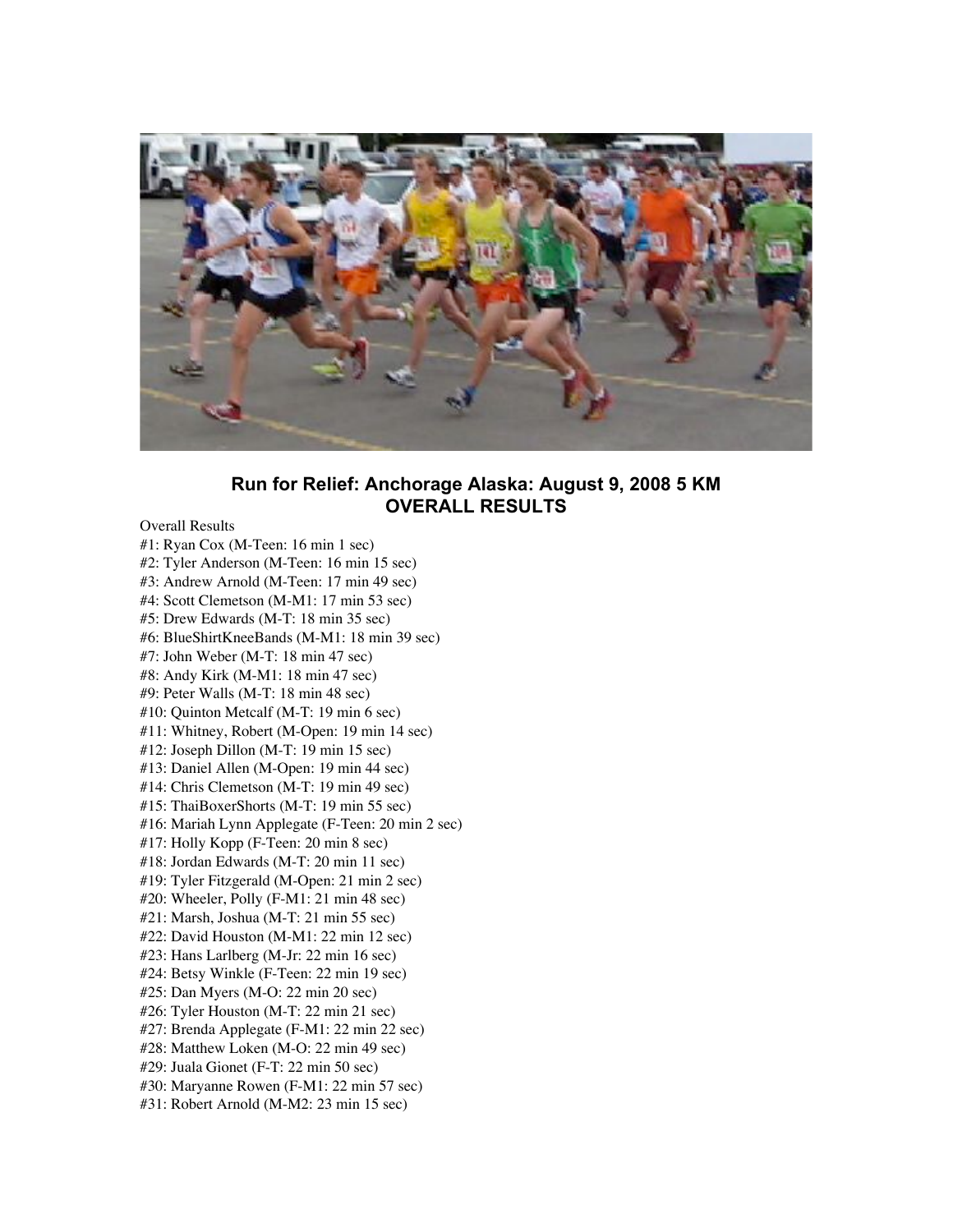## Run for Relief: Anchorage Alaska: August 9, 2008 5 KM
## OVERALL RESULTS

Overall Results
#1: Ryan Cox (M-Teen: 16 min 1 sec)
#2: Tyler Anderson (M-Teen: 16 min 15 sec)
#3: Andrew Arnold (M-Teen: 17 min 49 sec)
#4: Scott Clemetson (M-M1: 17 min 53 sec)
#5: Drew Edwards (M-T: 18 min 35 sec)
#6: BlueShirtKneeBands (M-M1: 18 min 39 sec)
#7: John Weber (M-T: 18 min 47 sec)
#8: Andy Kirk (M-M1: 18 min 47 sec)
#9: Peter Walls (M-T: 18 min 48 sec)
#10: Quinton Metcalf (M-T: 19 min 6 sec)
#11: Whitney, Robert (M-Open: 19 min 14 sec)
#12: Joseph Dillon (M-T: 19 min 15 sec)
#13: Daniel Allen (M-Open: 19 min 44 sec)
#14: Chris Clemetson (M-T: 19 min 49 sec)
#15: ThaiBoxerShorts (M-T: 19 min 55 sec)
#16: Mariah Lynn Applegate (F-Teen: 20 min 2 sec)
#17: Holly Kopp (F-Teen: 20 min 8 sec)
#18: Jordan Edwards (M-T: 20 min 11 sec)
#19: Tyler Fitzgerald (M-Open: 21 min 2 sec)
#20: Wheeler, Polly (F-M1: 21 min 48 sec)
#21: Marsh, Joshua (M-T: 21 min 55 sec)
#22: David Houston (M-M1: 22 min 12 sec)
#23: Hans Larlberg (M-Jr: 22 min 16 sec)
#24: Betsy Winkle (F-Teen: 22 min 19 sec)
#25: Dan Myers (M-O: 22 min 20 sec)
#26: Tyler Houston (M-T: 22 min 21 sec)
#27: Brenda Applegate (F-M1: 22 min 22 sec)
#28: Matthew Loken (M-O: 22 min 49 sec)
#29: Juala Gionet (F-T: 22 min 50 sec)
#30: Maryanne Rowen (F-M1: 22 min 57 sec)
#31: Robert Arnold (M-M2: 23 min 15 sec)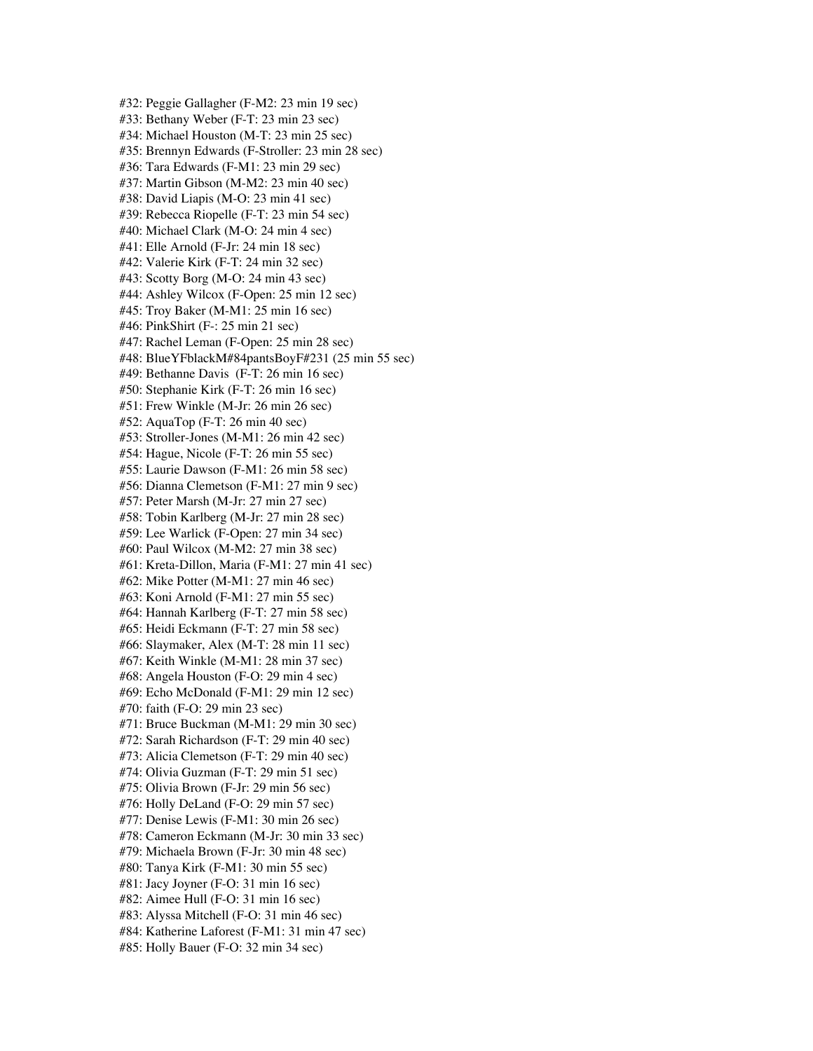#32: Peggie Gallagher (F-M2: 23 min 19 sec)
#33: Bethany Weber (F-T: 23 min 23 sec)
#34: Michael Houston (M-T: 23 min 25 sec)
#35: Brennyn Edwards (F-Stroller: 23 min 28 sec)
#36: Tara Edwards (F-M1: 23 min 29 sec)
#37: Martin Gibson (M-M2: 23 min 40 sec)
#38: David Liapis (M-O: 23 min 41 sec)
#39: Rebecca Riopelle (F-T: 23 min 54 sec)
#40: Michael Clark (M-O: 24 min 4 sec)
#41: Elle Arnold (F-Jr: 24 min 18 sec)
#42: Valerie Kirk (F-T: 24 min 32 sec)
#43: Scotty Borg (M-O: 24 min 43 sec)
#44: Ashley Wilcox (F-Open: 25 min 12 sec)
#45: Troy Baker (M-M1: 25 min 16 sec)
#46: PinkShirt (F-: 25 min 21 sec)
#47: Rachel Leman (F-Open: 25 min 28 sec)
#48: BlueYFblackM#84pantsBoyF#231 (25 min 55 sec)
#49: Bethanne Davis (F-T: 26 min 16 sec)
#50: Stephanie Kirk (F-T: 26 min 16 sec)
#51: Frew Winkle (M-Jr: 26 min 26 sec)
#52: AquaTop (F-T: 26 min 40 sec)
#53: Stroller-Jones (M-M1: 26 min 42 sec)
#54: Hague, Nicole (F-T: 26 min 55 sec)
#55: Laurie Dawson (F-M1: 26 min 58 sec)
#56: Dianna Clemetson (F-M1: 27 min 9 sec)
#57: Peter Marsh (M-Jr: 27 min 27 sec)
#58: Tobin Karlberg (M-Jr: 27 min 28 sec)
#59: Lee Warlick (F-Open: 27 min 34 sec)
#60: Paul Wilcox (M-M2: 27 min 38 sec)
#61: Kreta-Dillon, Maria (F-M1: 27 min 41 sec)
#62: Mike Potter (M-M1: 27 min 46 sec)
#63: Koni Arnold (F-M1: 27 min 55 sec)
#64: Hannah Karlberg (F-T: 27 min 58 sec)
#65: Heidi Eckmann (F-T: 27 min 58 sec)
#66: Slaymaker, Alex (M-T: 28 min 11 sec)
#67: Keith Winkle (M-M1: 28 min 37 sec)
#68: Angela Houston (F-O: 29 min 4 sec)
#69: Echo McDonald (F-M1: 29 min 12 sec)
#70: faith (F-O: 29 min 23 sec)
#71: Bruce Buckman (M-M1: 29 min 30 sec)
#72: Sarah Richardson (F-T: 29 min 40 sec)
#73: Alicia Clemetson (F-T: 29 min 40 sec)
#74: Olivia Guzman (F-T: 29 min 51 sec)
#75: Olivia Brown (F-Jr: 29 min 56 sec)
#76: Holly DeLand (F-O: 29 min 57 sec)
#77: Denise Lewis (F-M1: 30 min 26 sec)
#78: Cameron Eckmann (M-Jr: 30 min 33 sec)
#79: Michaela Brown (F-Jr: 30 min 48 sec)
#80: Tanya Kirk (F-M1: 30 min 55 sec)
#81: Jacy Joyner (F-O: 31 min 16 sec)
#82: Aimee Hull (F-O: 31 min 16 sec)
#83: Alyssa Mitchell (F-O: 31 min 46 sec)
#84: Katherine Laforest (F-M1: 31 min 47 sec)
#85: Holly Bauer (F-O: 32 min 34 sec)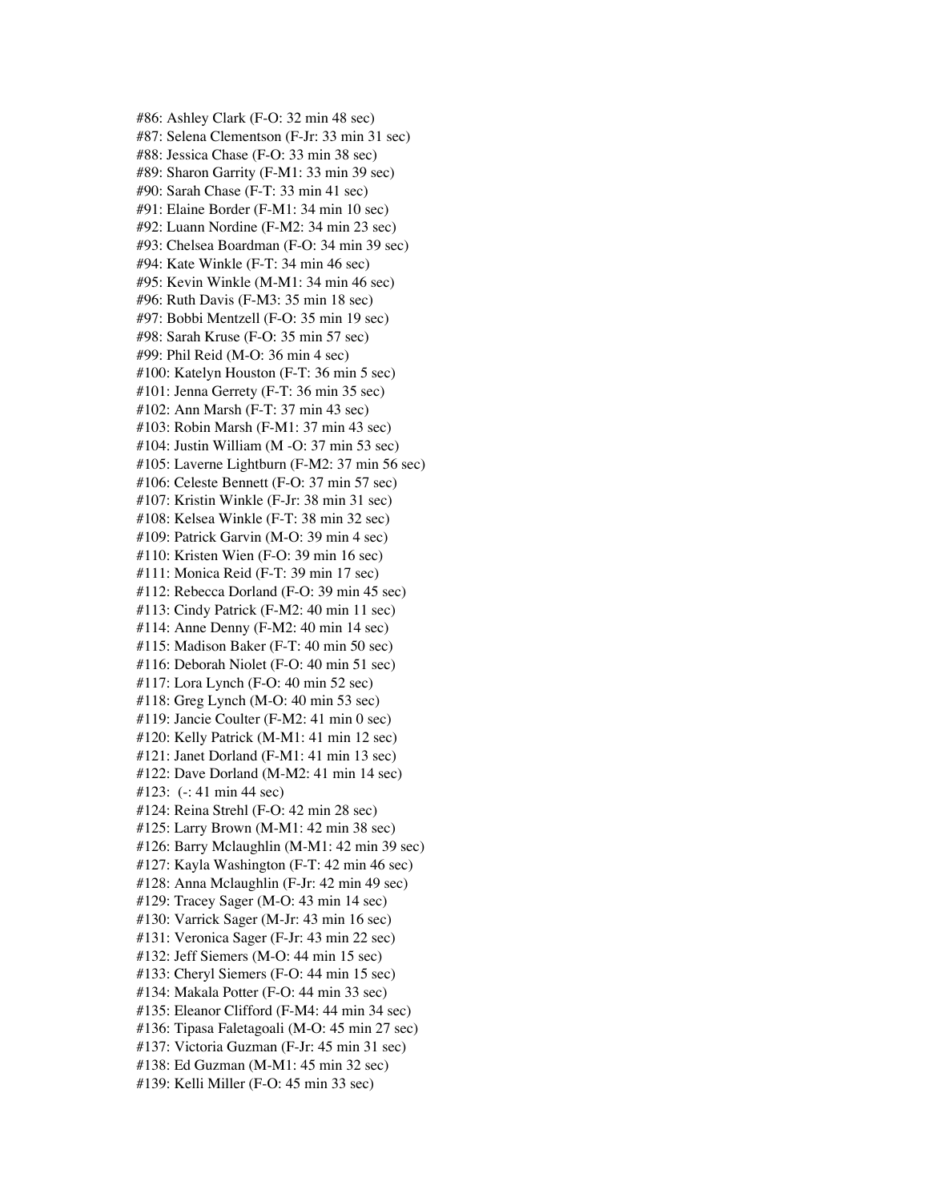#86: Ashley Clark (F-O: 32 min 48 sec)
#87: Selena Clementson (F-Jr: 33 min 31 sec)
#88: Jessica Chase (F-O: 33 min 38 sec)
#89: Sharon Garrity (F-M1: 33 min 39 sec)
#90: Sarah Chase (F-T: 33 min 41 sec)
#91: Elaine Border (F-M1: 34 min 10 sec)
#92: Luann Nordine (F-M2: 34 min 23 sec)
#93: Chelsea Boardman (F-O: 34 min 39 sec)
#94: Kate Winkle (F-T: 34 min 46 sec)
#95: Kevin Winkle (M-M1: 34 min 46 sec)
#96: Ruth Davis (F-M3: 35 min 18 sec)
#97: Bobbi Mentzell (F-O: 35 min 19 sec)
#98: Sarah Kruse (F-O: 35 min 57 sec)
#99: Phil Reid (M-O: 36 min 4 sec)
#100: Katelyn Houston (F-T: 36 min 5 sec)
#101: Jenna Gerrety (F-T: 36 min 35 sec)
#102: Ann Marsh (F-T: 37 min 43 sec)
#103: Robin Marsh (F-M1: 37 min 43 sec)
#104: Justin William (M -O: 37 min 53 sec)
#105: Laverne Lightburn (F-M2: 37 min 56 sec)
#106: Celeste Bennett (F-O: 37 min 57 sec)
#107: Kristin Winkle (F-Jr: 38 min 31 sec)
#108: Kelsea Winkle (F-T: 38 min 32 sec)
#109: Patrick Garvin (M-O: 39 min 4 sec)
#110: Kristen Wien (F-O: 39 min 16 sec)
#111: Monica Reid (F-T: 39 min 17 sec)
#112: Rebecca Dorland (F-O: 39 min 45 sec)
#113: Cindy Patrick (F-M2: 40 min 11 sec)
#114: Anne Denny (F-M2: 40 min 14 sec)
#115: Madison Baker (F-T: 40 min 50 sec)
#116: Deborah Niolet (F-O: 40 min 51 sec)
#117: Lora Lynch (F-O: 40 min 52 sec)
#118: Greg Lynch (M-O: 40 min 53 sec)
#119: Jancie Coulter (F-M2: 41 min 0 sec)
#120: Kelly Patrick (M-M1: 41 min 12 sec)
#121: Janet Dorland (F-M1: 41 min 13 sec)
#122: Dave Dorland (M-M2: 41 min 14 sec)
#123: (-: 41 min 44 sec)
#124: Reina Strehl (F-O: 42 min 28 sec)
#125: Larry Brown (M-M1: 42 min 38 sec)
#126: Barry Mclaughlin (M-M1: 42 min 39 sec)
#127: Kayla Washington (F-T: 42 min 46 sec)
#128: Anna Mclaughlin (F-Jr: 42 min 49 sec)
#129: Tracey Sager (M-O: 43 min 14 sec)
#130: Varrick Sager (M-Jr: 43 min 16 sec)
#131: Veronica Sager (F-Jr: 43 min 22 sec)
#132: Jeff Siemers (M-O: 44 min 15 sec)
#133: Cheryl Siemers (F-O: 44 min 15 sec)
#134: Makala Potter (F-O: 44 min 33 sec)
#135: Eleanor Clifford (F-M4: 44 min 34 sec)
#136: Tipasa Faletagoali (M-O: 45 min 27 sec)
#137: Victoria Guzman (F-Jr: 45 min 31 sec)
#138: Ed Guzman (M-M1: 45 min 32 sec)
#139: Kelli Miller (F-O: 45 min 33 sec)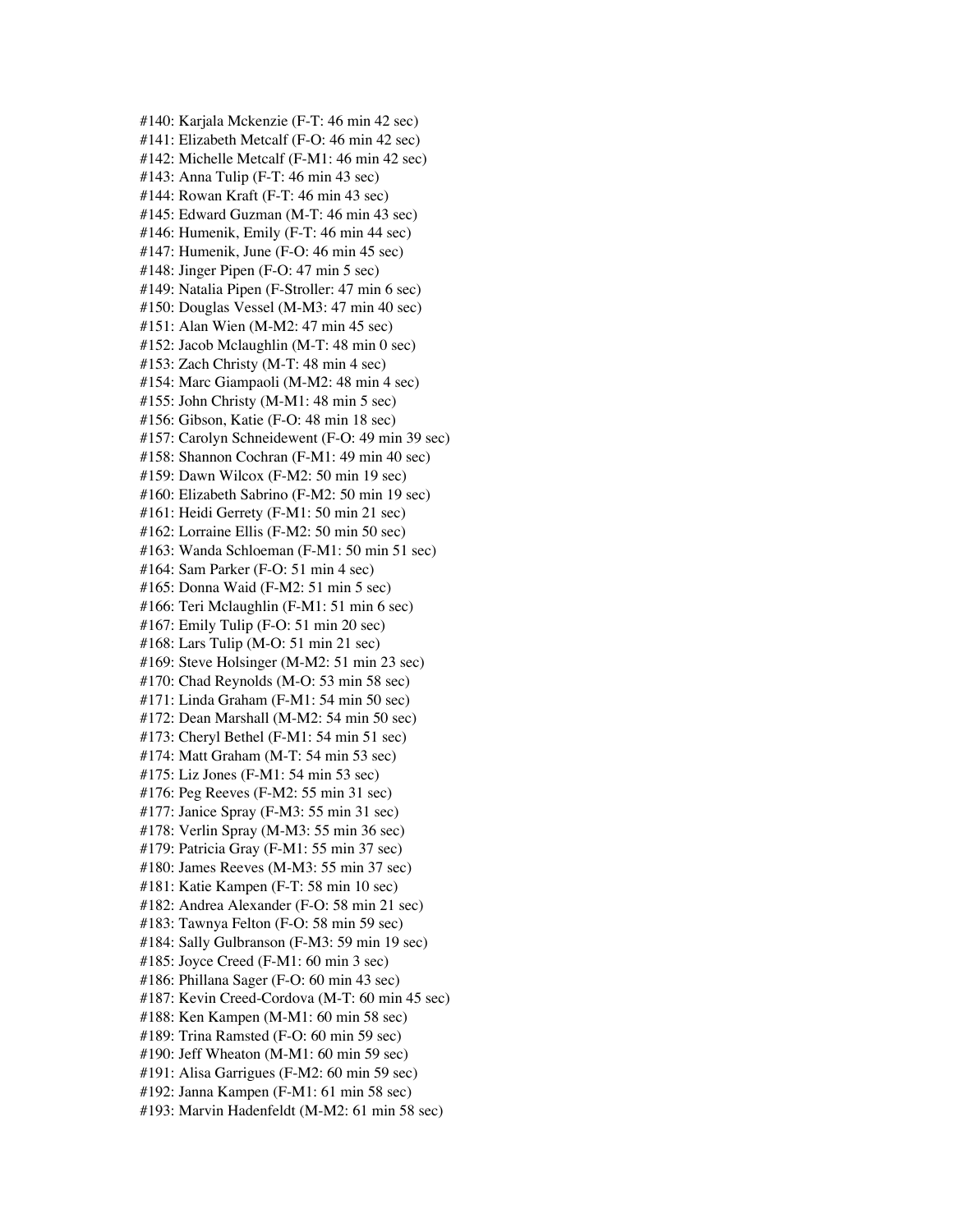#140: Karjala Mckenzie (F-T: 46 min 42 sec)
#141: Elizabeth Metcalf (F-O: 46 min 42 sec)
#142: Michelle Metcalf (F-M1: 46 min 42 sec)
#143: Anna Tulip (F-T: 46 min 43 sec)
#144: Rowan Kraft (F-T: 46 min 43 sec)
#145: Edward Guzman (M-T: 46 min 43 sec)
#146: Humenik, Emily (F-T: 46 min 44 sec)
#147: Humenik, June (F-O: 46 min 45 sec)
#148: Jinger Pipen (F-O: 47 min 5 sec)
#149: Natalia Pipen (F-Stroller: 47 min 6 sec)
#150: Douglas Vessel (M-M3: 47 min 40 sec)
#151: Alan Wien (M-M2: 47 min 45 sec)
#152: Jacob Mclaughlin (M-T: 48 min 0 sec)
#153: Zach Christy (M-T: 48 min 4 sec)
#154: Marc Giampaoli (M-M2: 48 min 4 sec)
#155: John Christy (M-M1: 48 min 5 sec)
#156: Gibson, Katie (F-O: 48 min 18 sec)
#157: Carolyn Schneidewent (F-O: 49 min 39 sec)
#158: Shannon Cochran (F-M1: 49 min 40 sec)
#159: Dawn Wilcox (F-M2: 50 min 19 sec)
#160: Elizabeth Sabrino (F-M2: 50 min 19 sec)
#161: Heidi Gerrety (F-M1: 50 min 21 sec)
#162: Lorraine Ellis (F-M2: 50 min 50 sec)
#163: Wanda Schloeman (F-M1: 50 min 51 sec)
#164: Sam Parker (F-O: 51 min 4 sec)
#165: Donna Waid (F-M2: 51 min 5 sec)
#166: Teri Mclaughlin (F-M1: 51 min 6 sec)
#167: Emily Tulip (F-O: 51 min 20 sec)
#168: Lars Tulip (M-O: 51 min 21 sec)
#169: Steve Holsinger (M-M2: 51 min 23 sec)
#170: Chad Reynolds (M-O: 53 min 58 sec)
#171: Linda Graham (F-M1: 54 min 50 sec)
#172: Dean Marshall (M-M2: 54 min 50 sec)
#173: Cheryl Bethel (F-M1: 54 min 51 sec)
#174: Matt Graham (M-T: 54 min 53 sec)
#175: Liz Jones (F-M1: 54 min 53 sec)
#176: Peg Reeves (F-M2: 55 min 31 sec)
#177: Janice Spray (F-M3: 55 min 31 sec)
#178: Verlin Spray (M-M3: 55 min 36 sec)
#179: Patricia Gray (F-M1: 55 min 37 sec)
#180: James Reeves (M-M3: 55 min 37 sec)
#181: Katie Kampen (F-T: 58 min 10 sec)
#182: Andrea Alexander (F-O: 58 min 21 sec)
#183: Tawnya Felton (F-O: 58 min 59 sec)
#184: Sally Gulbranson (F-M3: 59 min 19 sec)
#185: Joyce Creed (F-M1: 60 min 3 sec)
#186: Phillana Sager (F-O: 60 min 43 sec)
#187: Kevin Creed-Cordova (M-T: 60 min 45 sec)
#188: Ken Kampen (M-M1: 60 min 58 sec)
#189: Trina Ramsted (F-O: 60 min 59 sec)
#190: Jeff Wheaton (M-M1: 60 min 59 sec)
#191: Alisa Garrigues (F-M2: 60 min 59 sec)
#192: Janna Kampen (F-M1: 61 min 58 sec)
#193: Marvin Hadenfeldt (M-M2: 61 min 58 sec)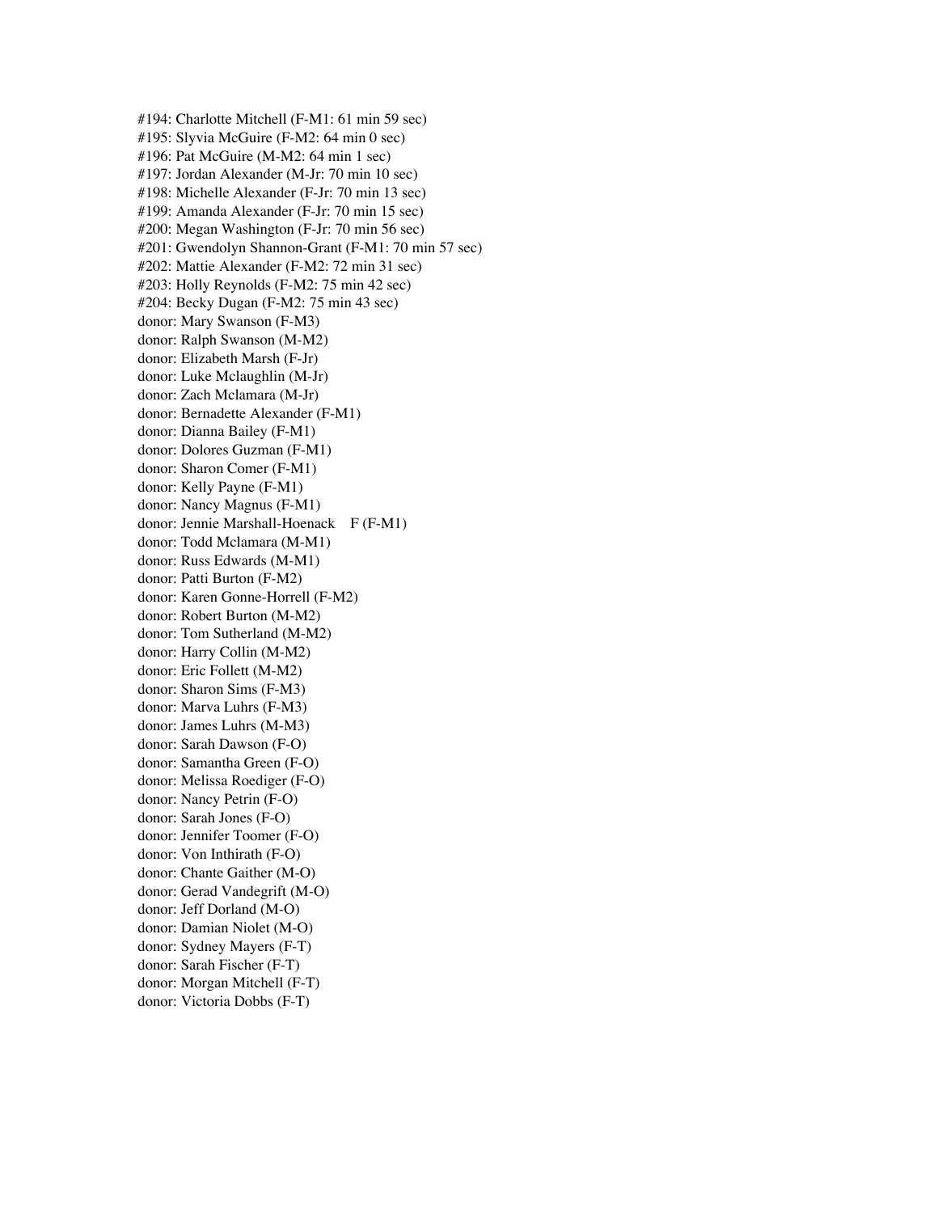#194: Charlotte Mitchell (F-M1: 61 min 59 sec)
#195: Slyvia McGuire (F-M2: 64 min 0 sec)
#196: Pat McGuire (M-M2: 64 min 1 sec)
#197: Jordan Alexander (M-Jr: 70 min 10 sec)
#198: Michelle Alexander (F-Jr: 70 min 13 sec)
#199: Amanda Alexander (F-Jr: 70 min 15 sec)
#200: Megan Washington (F-Jr: 70 min 56 sec)
#201: Gwendolyn Shannon-Grant (F-M1: 70 min 57 sec)
#202: Mattie Alexander (F-M2: 72 min 31 sec)
#203: Holly Reynolds (F-M2: 75 min 42 sec)
#204: Becky Dugan (F-M2: 75 min 43 sec)
donor: Mary Swanson (F-M3)
donor: Ralph Swanson (M-M2)
donor: Elizabeth Marsh (F-Jr)
donor: Luke Mclaughlin (M-Jr)
donor: Zach Mclamara (M-Jr)
donor: Bernadette Alexander (F-M1)
donor: Dianna Bailey (F-M1)
donor: Dolores Guzman (F-M1)
donor: Sharon Comer (F-M1)
donor: Kelly Payne (F-M1)
donor: Nancy Magnus (F-M1)
donor: Jennie Marshall-Hoenack F (F-M1)
donor: Todd Mclamara (M-M1)
donor: Russ Edwards (M-M1)
donor: Patti Burton (F-M2)
donor: Karen Gonne-Horrell (F-M2)
donor: Robert Burton (M-M2)
donor: Tom Sutherland (M-M2)
donor: Harry Collin (M-M2)
donor: Eric Follett (M-M2)
donor: Sharon Sims (F-M3)
donor: Marva Luhrs (F-M3)
donor: James Luhrs (M-M3)
donor: Sarah Dawson (F-O)
donor: Samantha Green (F-O)
donor: Melissa Roediger (F-O)
donor: Nancy Petrin (F-O)
donor: Sarah Jones (F-O)
donor: Jennifer Toomer (F-O)
donor: Von Inthirath (F-O)
donor: Chante Gaither (M-O)
donor: Gerad Vandegrift (M-O)
donor: Jeff Dorland (M-O)
donor: Damian Niolet (M-O)
donor: Sydney Mayers (F-T)
donor: Sarah Fischer (F-T)
donor: Morgan Mitchell (F-T)
donor: Victoria Dobbs (F-T)